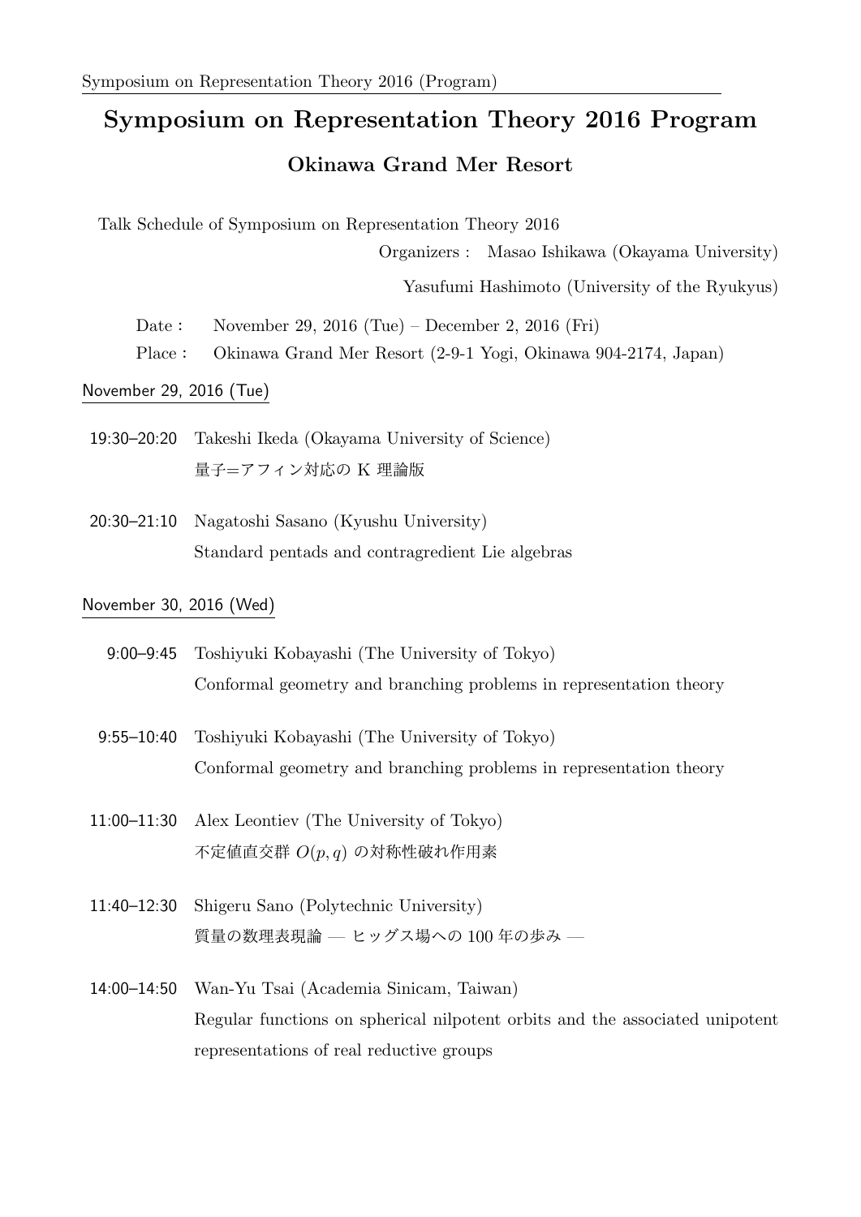# Symposium on Representation Theory 2016 Program

## Okinawa Grand Mer Resort

Talk Schedule of Symposium on Representation Theory 2016

Organizers : Masao Ishikawa (Okayama University)

Yasufumi Hashimoto (University of the Ryukyus)

Date : November 29, 2016 (Tue) – December 2, 2016 (Fri)

Place : Okinawa Grand Mer Resort (2-9-1 Yogi, Okinawa 904-2174, Japan)

### November 29, 2016 (Tue)

19:30–20:20 Takeshi Ikeda (Okayama University of Science)
量子=アフィン対応の K 理論版

20:30–21:10 Nagatoshi Sasano (Kyushu University)
Standard pentads and contragredient Lie algebras

### November 30, 2016 (Wed)

9:00–9:45 Toshiyuki Kobayashi (The University of Tokyo)
Conformal geometry and branching problems in representation theory

9:55–10:40 Toshiyuki Kobayashi (The University of Tokyo)
Conformal geometry and branching problems in representation theory

11:00–11:30 Alex Leontiev (The University of Tokyo)
不定値直交群 $O(p,q)$ の対称性破れ作用素

11:40–12:30 Shigeru Sano (Polytechnic University)
質量の数理表現論 — ヒッグス場への 100 年の歩み —

14:00–14:50 Wan-Yu Tsai (Academia Sinicam, Taiwan)
Regular functions on spherical nilpotent orbits and the associated unipotent representations of real reductive groups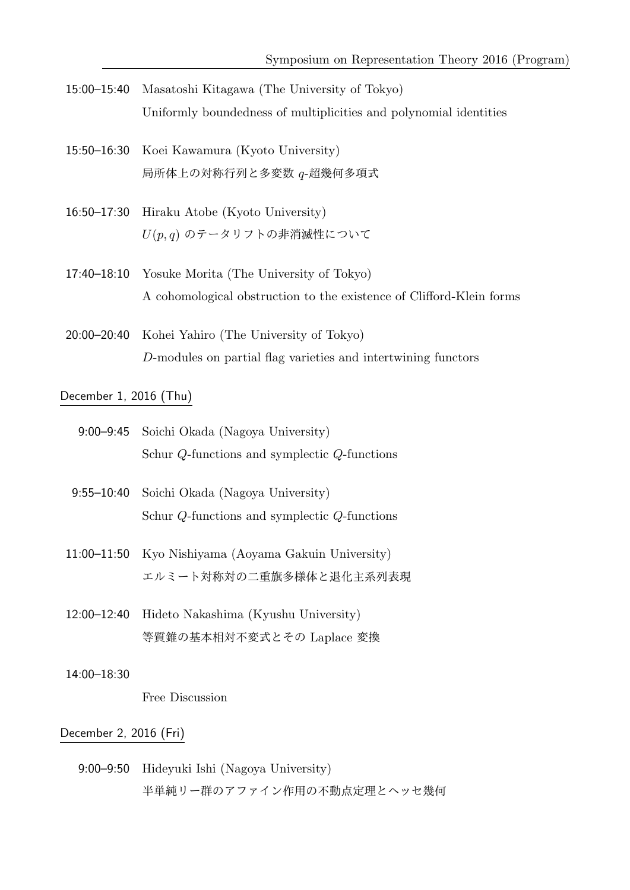15:00–15:40 Masatoshi Kitagawa (The University of Tokyo)
Uniformly boundedness of multiplicities and polynomial identities

15:50–16:30 Koei Kawamura (Kyoto University)
局所体上の対称行列と多変数 $q$-超幾何多項式

16:50–17:30 Hiraku Atobe (Kyoto University)
$U(p,q)$ のテータリフトの非消滅性について

17:40–18:10 Yosuke Morita (The University of Tokyo)
A cohomological obstruction to the existence of Clifford-Klein forms

20:00–20:40 Kohei Yahiro (The University of Tokyo)
$D$-modules on partial flag varieties and intertwining functors

## December 1, 2016 (Thu)

9:00–9:45 Soichi Okada (Nagoya University)
Schur $Q$-functions and symplectic $Q$-functions

9:55–10:40 Soichi Okada (Nagoya University)
Schur $Q$-functions and symplectic $Q$-functions

11:00–11:50 Kyo Nishiyama (Aoyama Gakuin University)
エルミート対称対の二重旗多様体と退化主系列表現

12:00–12:40 Hideto Nakashima (Kyushu University)
等質錐の基本相対不変式とその Laplace 変換

14:00–18:30

Free Discussion

## December 2, 2016 (Fri)

9:00–9:50 Hideyuki Ishi (Nagoya University)
半単純リー群のアファイン作用の不動点定理とヘッセ幾何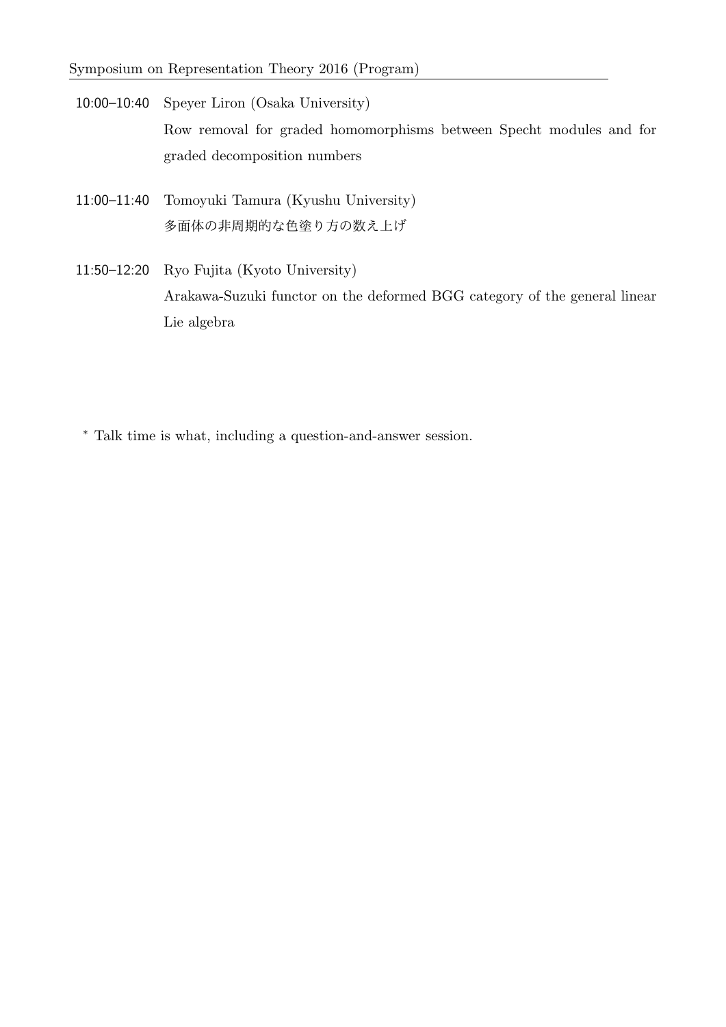10:00–10:40 Speyer Liron (Osaka University)
Row removal for graded homomorphisms between Specht modules and for graded decomposition numbers

11:00–11:40 Tomoyuki Tamura (Kyushu University)
多面体の非周期的な色塗り方の数え上げ

11:50–12:20 Ryo Fujita (Kyoto University)
Arakawa-Suzuki functor on the deformed BGG category of the general linear Lie algebra

* Talk time is what, including a question-and-answer session.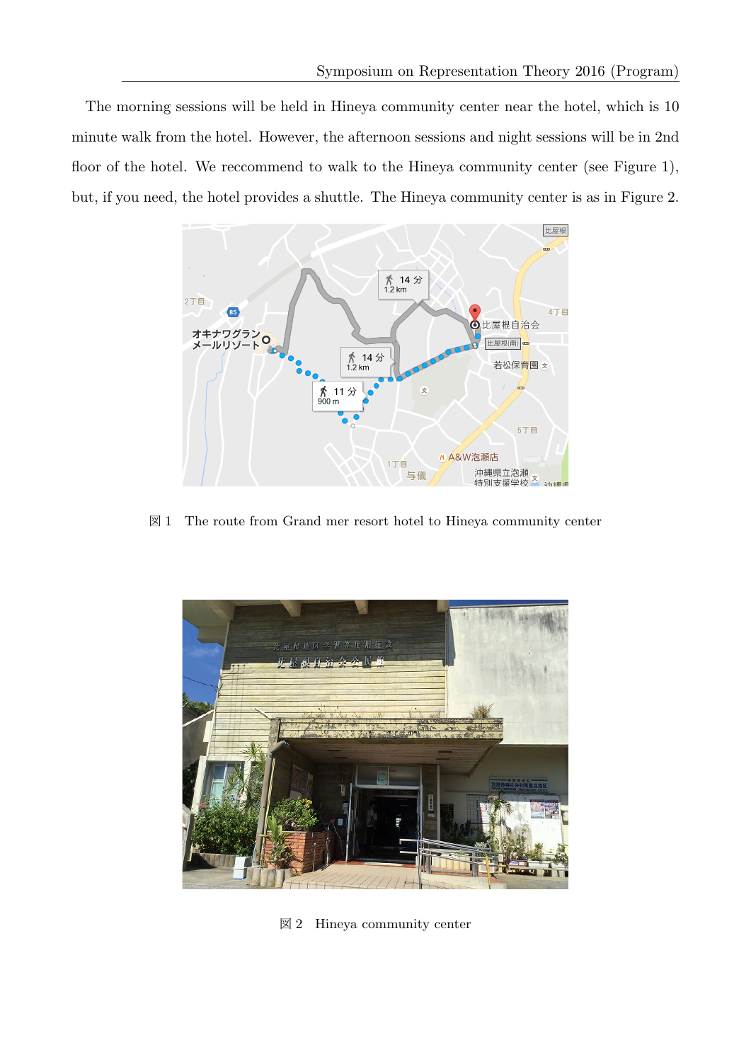The morning sessions will be held in Hineya community center near the hotel, which is 10 minute walk from the hotel. However, the afternoon sessions and night sessions will be in 2nd floor of the hotel. We reccommend to walk to the Hineya community center (see Figure 1), but, if you need, the hotel provides a shuttle. The Hineya community center is as in Figure 2.

図 1　The route from Grand mer resort hotel to Hineya community center

図 2　Hineya community center